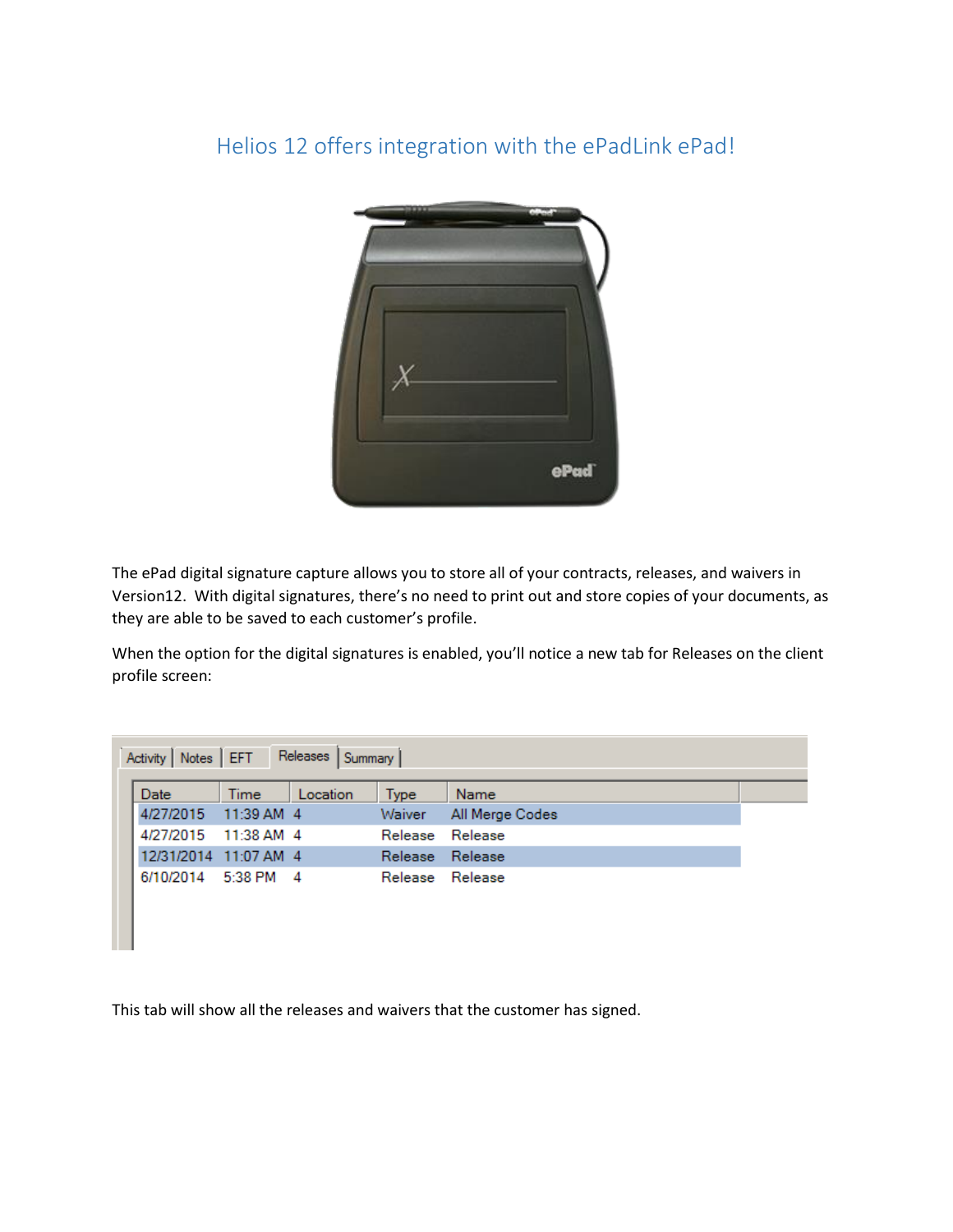# Helios 12 offers integration with the ePadLink ePad!

The ePad digital signature capture allows you to store all of your contracts, releases, and waivers in Version12. With digital signatures, there's no need to print out and store copies of your documents, as they are able to be saved to each customer's profile.

When the option for the digital signatures is enabled, you'll notice a new tab for Releases on the client profile screen:

Activity | Notes | EFT | Releases | Summary

| Date | Time | Location | Type | Name |
| --- | --- | --- | --- | --- |
| 4/27/2015 | 11:39 AM | 4 | Waiver | All Merge Codes |
| 4/27/2015 | 11:38 AM | 4 | Release | Release |
| 12/31/2014 | 11:07 AM | 4 | Release | Release |
| 6/10/2014 | 5:38 PM | 4 | Release | Release |

This tab will show all the releases and waivers that the customer has signed.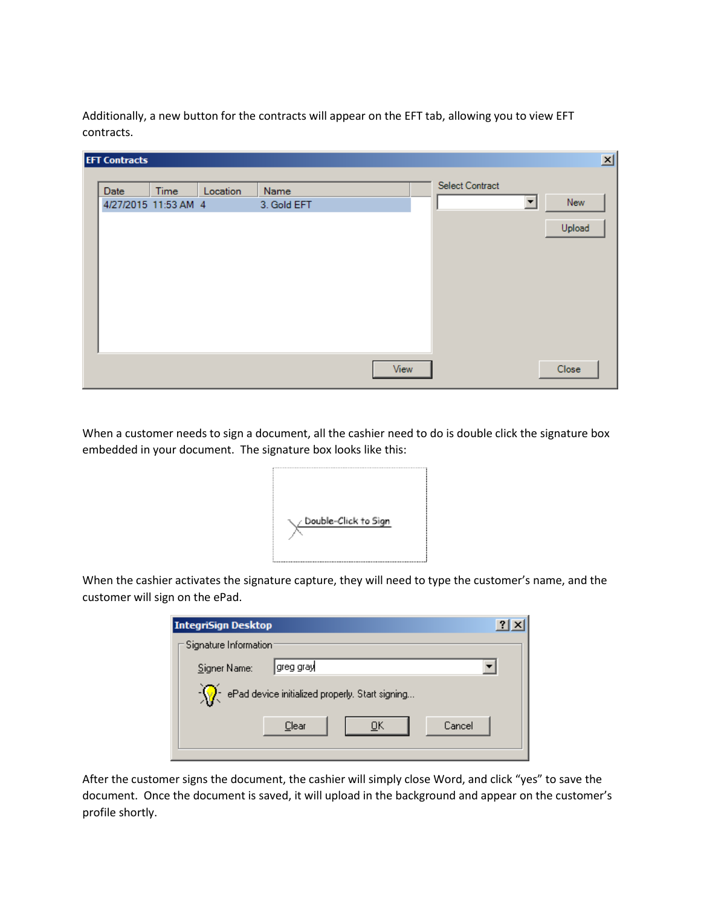Additionally, a new button for the contracts will appear on the EFT tab, allowing you to view EFT contracts.

When a customer needs to sign a document, all the cashier need to do is double click the signature box embedded in your document. The signature box looks like this:

When the cashier activates the signature capture, they will need to type the customer's name, and the customer will sign on the ePad.

After the customer signs the document, the cashier will simply close Word, and click "yes" to save the document. Once the document is saved, it will upload in the background and appear on the customer's profile shortly.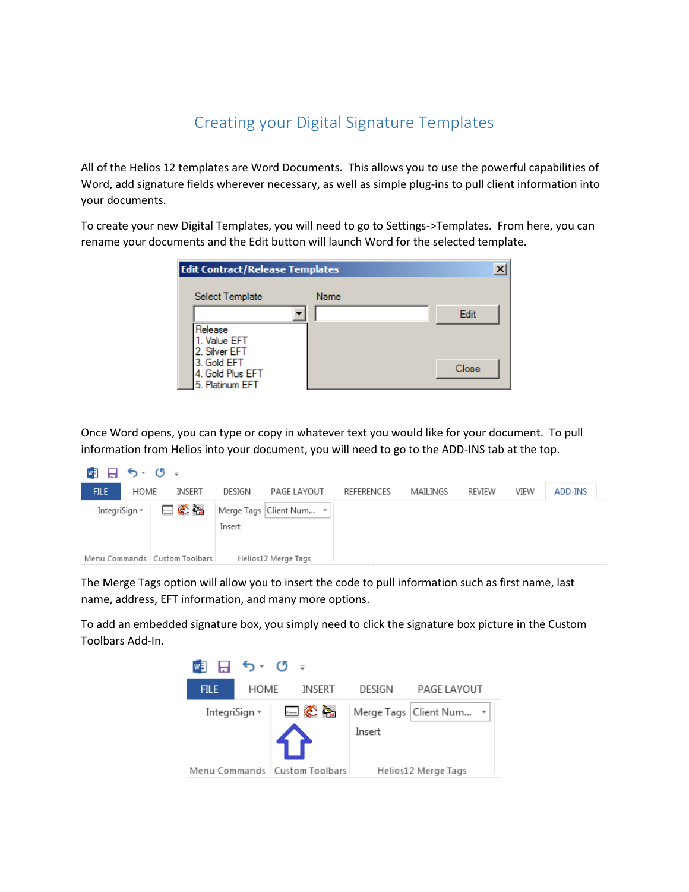# Creating your Digital Signature Templates

All of the Helios 12 templates are Word Documents. This allows you to use the powerful capabilities of Word, add signature fields wherever necessary, as well as simple plug-ins to pull client information into your documents.

To create your new Digital Templates, you will need to go to Settings->Templates. From here, you can rename your documents and the Edit button will launch Word for the selected template.

Once Word opens, you can type or copy in whatever text you would like for your document. To pull information from Helios into your document, you will need to go to the ADD-INS tab at the top.

The Merge Tags option will allow you to insert the code to pull information such as first name, last name, address, EFT information, and many more options.

To add an embedded signature box, you simply need to click the signature box picture in the Custom Toolbars Add-In.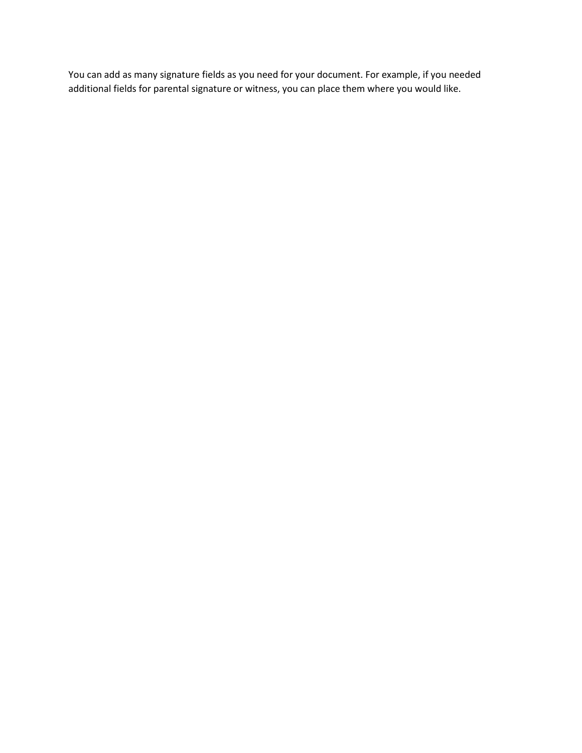You can add as many signature fields as you need for your document. For example, if you needed additional fields for parental signature or witness, you can place them where you would like.